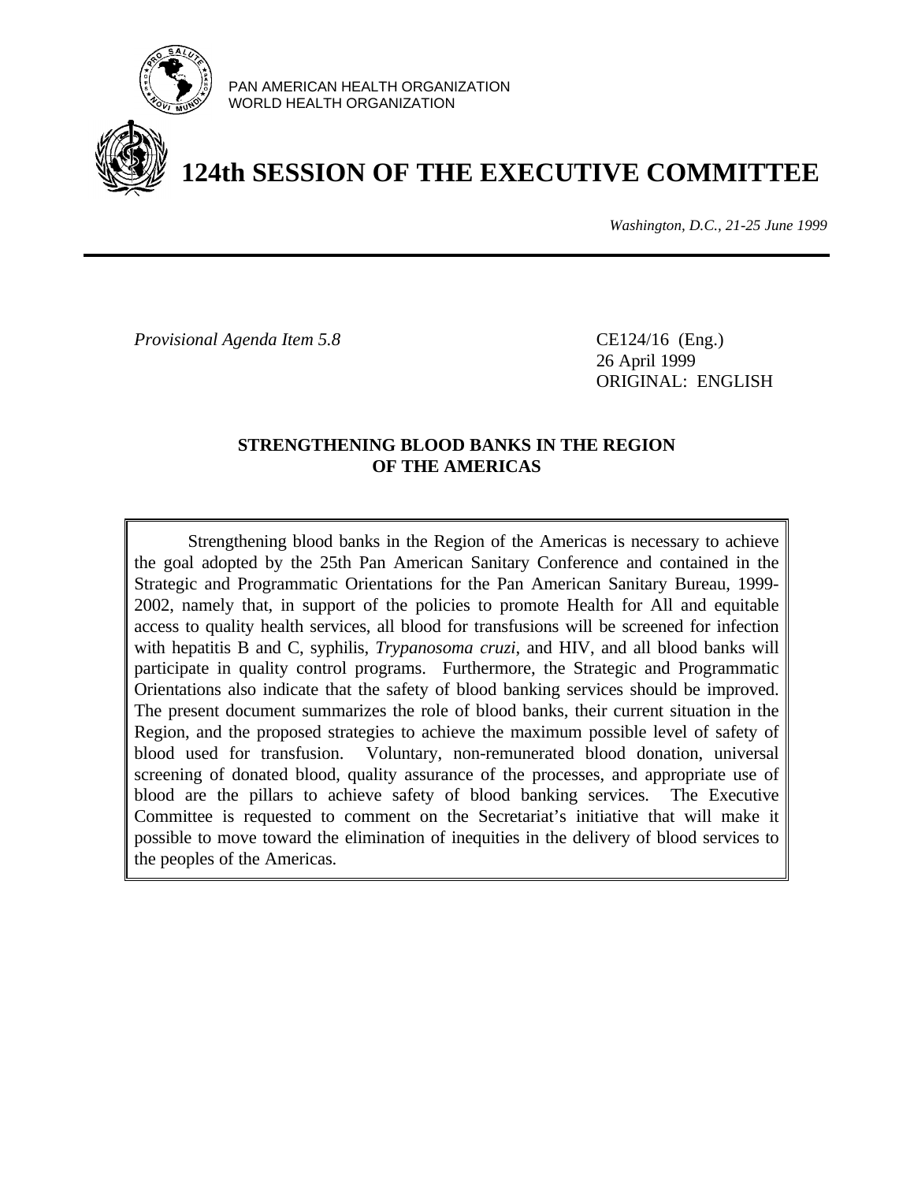PAN AMERICAN HEALTH ORGANIZATION
WORLD HEALTH ORGANIZATION

# 124th SESSION OF THE EXECUTIVE COMMITTEE

*Washington, D.C., 21-25 June 1999*

*Provisional Agenda Item 5.8*

CE124/16 (Eng.)
26 April 1999
ORIGINAL: ENGLISH

## STRENGTHENING BLOOD BANKS IN THE REGION OF THE AMERICAS

Strengthening blood banks in the Region of the Americas is necessary to achieve the goal adopted by the 25th Pan American Sanitary Conference and contained in the Strategic and Programmatic Orientations for the Pan American Sanitary Bureau, 1999-2002, namely that, in support of the policies to promote Health for All and equitable access to quality health services, all blood for transfusions will be screened for infection with hepatitis B and C, syphilis, *Trypanosoma cruzi*, and HIV, and all blood banks will participate in quality control programs. Furthermore, the Strategic and Programmatic Orientations also indicate that the safety of blood banking services should be improved. The present document summarizes the role of blood banks, their current situation in the Region, and the proposed strategies to achieve the maximum possible level of safety of blood used for transfusion. Voluntary, non-remunerated blood donation, universal screening of donated blood, quality assurance of the processes, and appropriate use of blood are the pillars to achieve safety of blood banking services. The Executive Committee is requested to comment on the Secretariat's initiative that will make it possible to move toward the elimination of inequities in the delivery of blood services to the peoples of the Americas.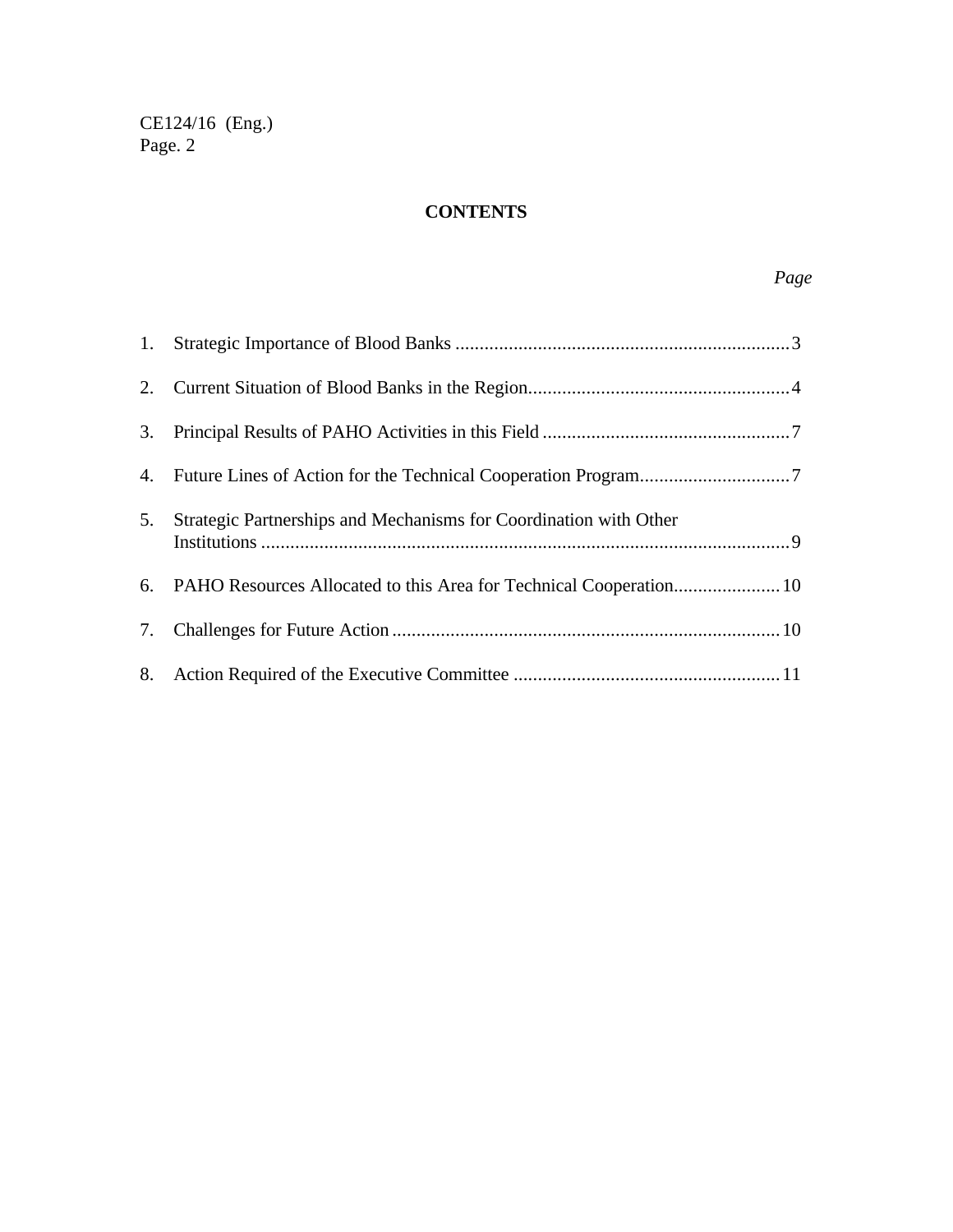# CONTENTS

*Page*

1. Strategic Importance of Blood Banks ..................................................................... 3
2. Current Situation of Blood Banks in the Region...................................................... 4
3. Principal Results of PAHO Activities in this Field ................................................... 7
4. Future Lines of Action for the Technical Cooperation Program............................... 7
5. Strategic Partnerships and Mechanisms for Coordination with Other Institutions ............................................................................................................. 9
6. PAHO Resources Allocated to this Area for Technical Cooperation...................... 10
7. Challenges for Future Action ................................................................................ 10
8. Action Required of the Executive Committee ....................................................... 11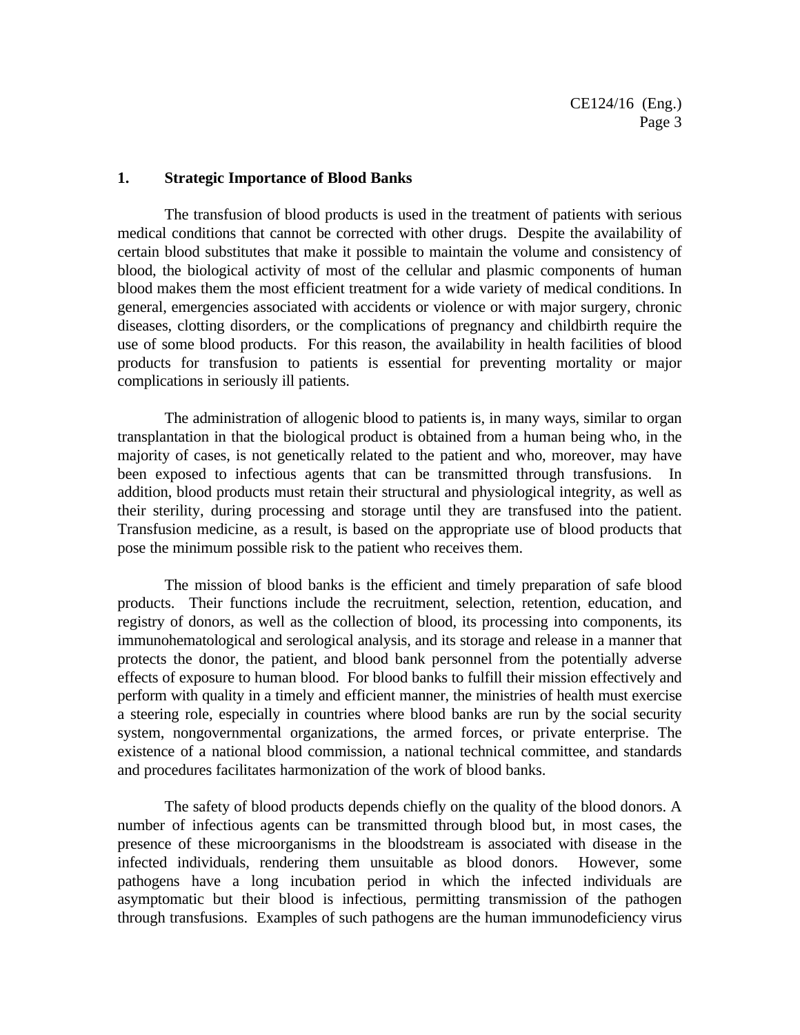## 1. Strategic Importance of Blood Banks

The transfusion of blood products is used in the treatment of patients with serious medical conditions that cannot be corrected with other drugs. Despite the availability of certain blood substitutes that make it possible to maintain the volume and consistency of blood, the biological activity of most of the cellular and plasmic components of human blood makes them the most efficient treatment for a wide variety of medical conditions. In general, emergencies associated with accidents or violence or with major surgery, chronic diseases, clotting disorders, or the complications of pregnancy and childbirth require the use of some blood products. For this reason, the availability in health facilities of blood products for transfusion to patients is essential for preventing mortality or major complications in seriously ill patients.

The administration of allogenic blood to patients is, in many ways, similar to organ transplantation in that the biological product is obtained from a human being who, in the majority of cases, is not genetically related to the patient and who, moreover, may have been exposed to infectious agents that can be transmitted through transfusions. In addition, blood products must retain their structural and physiological integrity, as well as their sterility, during processing and storage until they are transfused into the patient. Transfusion medicine, as a result, is based on the appropriate use of blood products that pose the minimum possible risk to the patient who receives them.

The mission of blood banks is the efficient and timely preparation of safe blood products. Their functions include the recruitment, selection, retention, education, and registry of donors, as well as the collection of blood, its processing into components, its immunohematological and serological analysis, and its storage and release in a manner that protects the donor, the patient, and blood bank personnel from the potentially adverse effects of exposure to human blood. For blood banks to fulfill their mission effectively and perform with quality in a timely and efficient manner, the ministries of health must exercise a steering role, especially in countries where blood banks are run by the social security system, nongovernmental organizations, the armed forces, or private enterprise. The existence of a national blood commission, a national technical committee, and standards and procedures facilitates harmonization of the work of blood banks.

The safety of blood products depends chiefly on the quality of the blood donors. A number of infectious agents can be transmitted through blood but, in most cases, the presence of these microorganisms in the bloodstream is associated with disease in the infected individuals, rendering them unsuitable as blood donors. However, some pathogens have a long incubation period in which the infected individuals are asymptomatic but their blood is infectious, permitting transmission of the pathogen through transfusions. Examples of such pathogens are the human immunodeficiency virus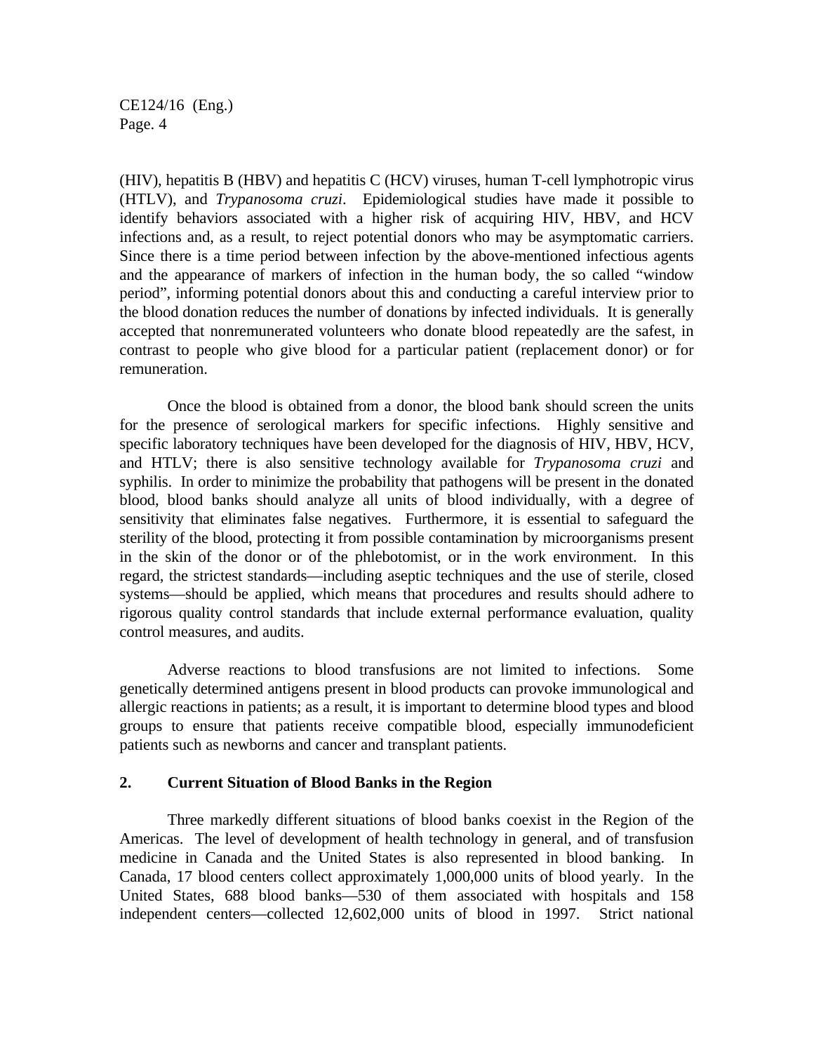(HIV), hepatitis B (HBV) and hepatitis C (HCV) viruses, human T-cell lymphotropic virus (HTLV), and *Trypanosoma cruzi*. Epidemiological studies have made it possible to identify behaviors associated with a higher risk of acquiring HIV, HBV, and HCV infections and, as a result, to reject potential donors who may be asymptomatic carriers. Since there is a time period between infection by the above-mentioned infectious agents and the appearance of markers of infection in the human body, the so called "window period", informing potential donors about this and conducting a careful interview prior to the blood donation reduces the number of donations by infected individuals. It is generally accepted that nonremunerated volunteers who donate blood repeatedly are the safest, in contrast to people who give blood for a particular patient (replacement donor) or for remuneration.

Once the blood is obtained from a donor, the blood bank should screen the units for the presence of serological markers for specific infections. Highly sensitive and specific laboratory techniques have been developed for the diagnosis of HIV, HBV, HCV, and HTLV; there is also sensitive technology available for *Trypanosoma cruzi* and syphilis. In order to minimize the probability that pathogens will be present in the donated blood, blood banks should analyze all units of blood individually, with a degree of sensitivity that eliminates false negatives. Furthermore, it is essential to safeguard the sterility of the blood, protecting it from possible contamination by microorganisms present in the skin of the donor or of the phlebotomist, or in the work environment. In this regard, the strictest standards—including aseptic techniques and the use of sterile, closed systems—should be applied, which means that procedures and results should adhere to rigorous quality control standards that include external performance evaluation, quality control measures, and audits.

Adverse reactions to blood transfusions are not limited to infections. Some genetically determined antigens present in blood products can provoke immunological and allergic reactions in patients; as a result, it is important to determine blood types and blood groups to ensure that patients receive compatible blood, especially immunodeficient patients such as newborns and cancer and transplant patients.

## 2. Current Situation of Blood Banks in the Region

Three markedly different situations of blood banks coexist in the Region of the Americas. The level of development of health technology in general, and of transfusion medicine in Canada and the United States is also represented in blood banking. In Canada, 17 blood centers collect approximately 1,000,000 units of blood yearly. In the United States, 688 blood banks—530 of them associated with hospitals and 158 independent centers—collected 12,602,000 units of blood in 1997. Strict national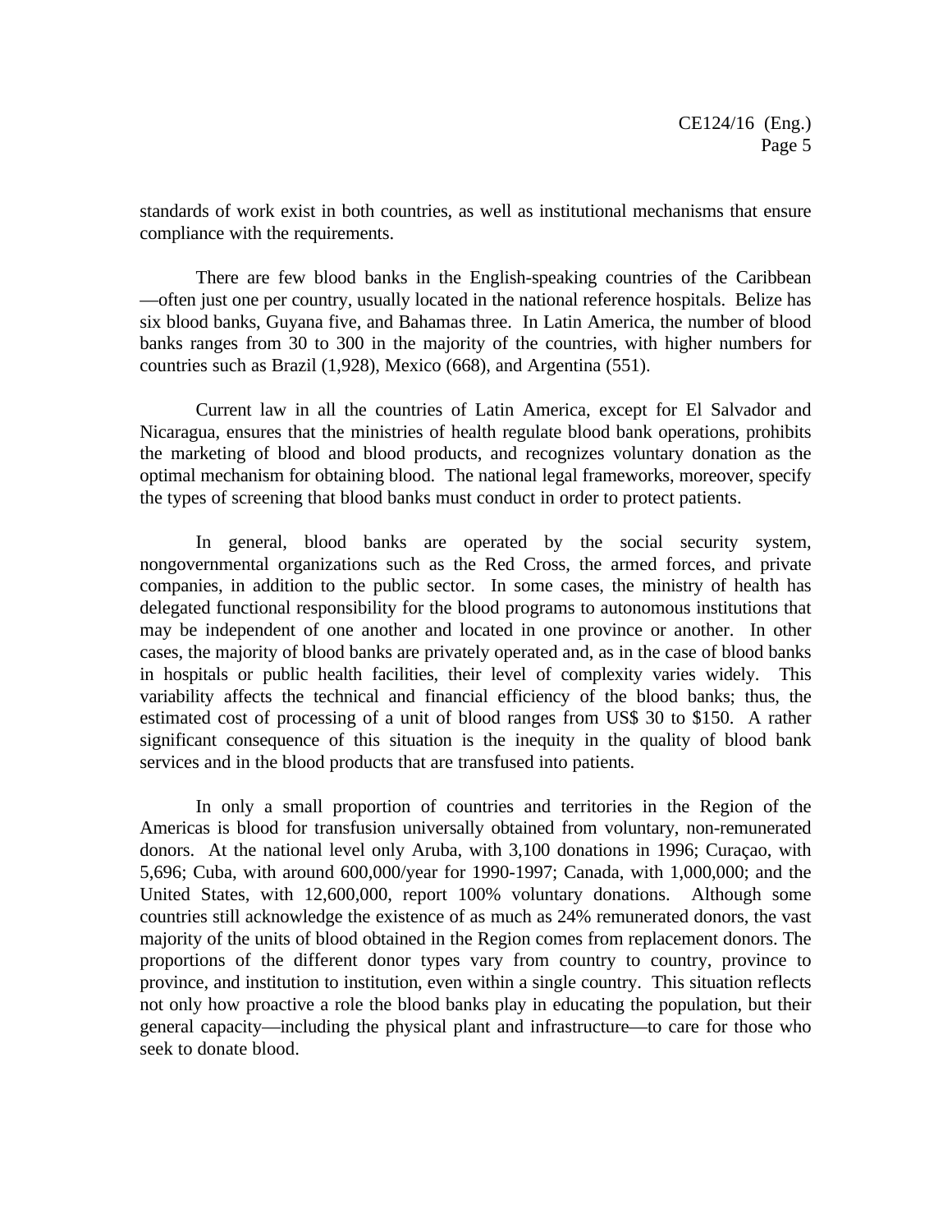standards of work exist in both countries, as well as institutional mechanisms that ensure compliance with the requirements.

There are few blood banks in the English-speaking countries of the Caribbean—often just one per country, usually located in the national reference hospitals. Belize has six blood banks, Guyana five, and Bahamas three. In Latin America, the number of blood banks ranges from 30 to 300 in the majority of the countries, with higher numbers for countries such as Brazil (1,928), Mexico (668), and Argentina (551).

Current law in all the countries of Latin America, except for El Salvador and Nicaragua, ensures that the ministries of health regulate blood bank operations, prohibits the marketing of blood and blood products, and recognizes voluntary donation as the optimal mechanism for obtaining blood. The national legal frameworks, moreover, specify the types of screening that blood banks must conduct in order to protect patients.

In general, blood banks are operated by the social security system, nongovernmental organizations such as the Red Cross, the armed forces, and private companies, in addition to the public sector. In some cases, the ministry of health has delegated functional responsibility for the blood programs to autonomous institutions that may be independent of one another and located in one province or another. In other cases, the majority of blood banks are privately operated and, as in the case of blood banks in hospitals or public health facilities, their level of complexity varies widely. This variability affects the technical and financial efficiency of the blood banks; thus, the estimated cost of processing of a unit of blood ranges from US$ 30 to $150. A rather significant consequence of this situation is the inequity in the quality of blood bank services and in the blood products that are transfused into patients.

In only a small proportion of countries and territories in the Region of the Americas is blood for transfusion universally obtained from voluntary, non-remunerated donors. At the national level only Aruba, with 3,100 donations in 1996; Curaçao, with 5,696; Cuba, with around 600,000/year for 1990-1997; Canada, with 1,000,000; and the United States, with 12,600,000, report 100% voluntary donations. Although some countries still acknowledge the existence of as much as 24% remunerated donors, the vast majority of the units of blood obtained in the Region comes from replacement donors. The proportions of the different donor types vary from country to country, province to province, and institution to institution, even within a single country. This situation reflects not only how proactive a role the blood banks play in educating the population, but their general capacity—including the physical plant and infrastructure—to care for those who seek to donate blood.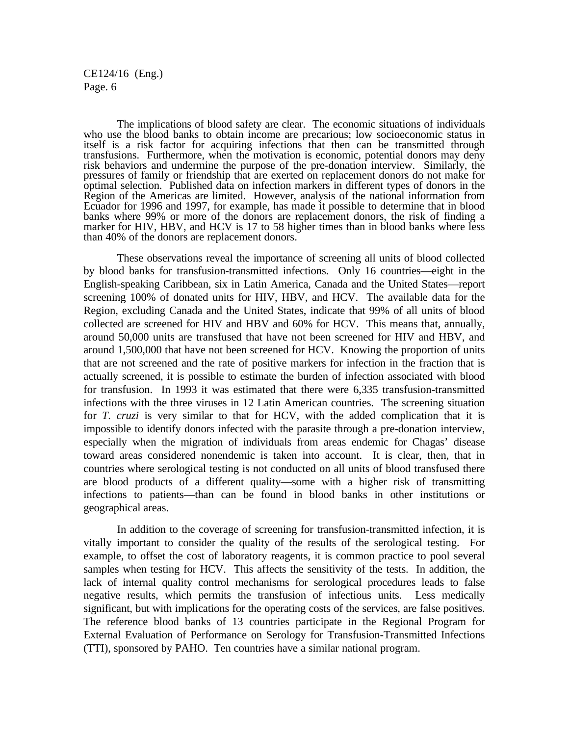The implications of blood safety are clear. The economic situations of individuals who use the blood banks to obtain income are precarious; low socioeconomic status in itself is a risk factor for acquiring infections that then can be transmitted through transfusions. Furthermore, when the motivation is economic, potential donors may deny risk behaviors and undermine the purpose of the pre-donation interview. Similarly, the pressures of family or friendship that are exerted on replacement donors do not make for optimal selection. Published data on infection markers in different types of donors in the Region of the Americas are limited. However, analysis of the national information from Ecuador for 1996 and 1997, for example, has made it possible to determine that in blood banks where 99% or more of the donors are replacement donors, the risk of finding a marker for HIV, HBV, and HCV is 17 to 58 higher times than in blood banks where less than 40% of the donors are replacement donors.

These observations reveal the importance of screening all units of blood collected by blood banks for transfusion-transmitted infections. Only 16 countries—eight in the English-speaking Caribbean, six in Latin America, Canada and the United States—report screening 100% of donated units for HIV, HBV, and HCV. The available data for the Region, excluding Canada and the United States, indicate that 99% of all units of blood collected are screened for HIV and HBV and 60% for HCV. This means that, annually, around 50,000 units are transfused that have not been screened for HIV and HBV, and around 1,500,000 that have not been screened for HCV. Knowing the proportion of units that are not screened and the rate of positive markers for infection in the fraction that is actually screened, it is possible to estimate the burden of infection associated with blood for transfusion. In 1993 it was estimated that there were 6,335 transfusion-transmitted infections with the three viruses in 12 Latin American countries. The screening situation for *T. cruzi* is very similar to that for HCV, with the added complication that it is impossible to identify donors infected with the parasite through a pre-donation interview, especially when the migration of individuals from areas endemic for Chagas' disease toward areas considered nonendemic is taken into account. It is clear, then, that in countries where serological testing is not conducted on all units of blood transfused there are blood products of a different quality—some with a higher risk of transmitting infections to patients—than can be found in blood banks in other institutions or geographical areas.

In addition to the coverage of screening for transfusion-transmitted infection, it is vitally important to consider the quality of the results of the serological testing. For example, to offset the cost of laboratory reagents, it is common practice to pool several samples when testing for HCV. This affects the sensitivity of the tests. In addition, the lack of internal quality control mechanisms for serological procedures leads to false negative results, which permits the transfusion of infectious units. Less medically significant, but with implications for the operating costs of the services, are false positives. The reference blood banks of 13 countries participate in the Regional Program for External Evaluation of Performance on Serology for Transfusion-Transmitted Infections (TTI), sponsored by PAHO. Ten countries have a similar national program.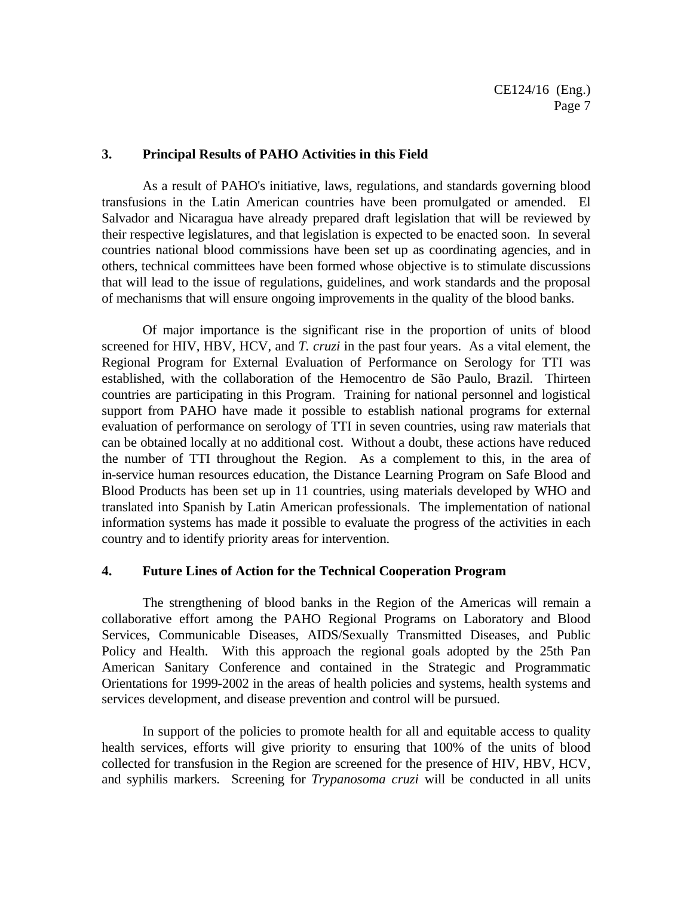## 3. Principal Results of PAHO Activities in this Field

As a result of PAHO's initiative, laws, regulations, and standards governing blood transfusions in the Latin American countries have been promulgated or amended. El Salvador and Nicaragua have already prepared draft legislation that will be reviewed by their respective legislatures, and that legislation is expected to be enacted soon. In several countries national blood commissions have been set up as coordinating agencies, and in others, technical committees have been formed whose objective is to stimulate discussions that will lead to the issue of regulations, guidelines, and work standards and the proposal of mechanisms that will ensure ongoing improvements in the quality of the blood banks.

Of major importance is the significant rise in the proportion of units of blood screened for HIV, HBV, HCV, and *T. cruzi* in the past four years. As a vital element, the Regional Program for External Evaluation of Performance on Serology for TTI was established, with the collaboration of the Hemocentro de São Paulo, Brazil. Thirteen countries are participating in this Program. Training for national personnel and logistical support from PAHO have made it possible to establish national programs for external evaluation of performance on serology of TTI in seven countries, using raw materials that can be obtained locally at no additional cost. Without a doubt, these actions have reduced the number of TTI throughout the Region. As a complement to this, in the area of in-service human resources education, the Distance Learning Program on Safe Blood and Blood Products has been set up in 11 countries, using materials developed by WHO and translated into Spanish by Latin American professionals. The implementation of national information systems has made it possible to evaluate the progress of the activities in each country and to identify priority areas for intervention.

## 4. Future Lines of Action for the Technical Cooperation Program

The strengthening of blood banks in the Region of the Americas will remain a collaborative effort among the PAHO Regional Programs on Laboratory and Blood Services, Communicable Diseases, AIDS/Sexually Transmitted Diseases, and Public Policy and Health. With this approach the regional goals adopted by the 25th Pan American Sanitary Conference and contained in the Strategic and Programmatic Orientations for 1999-2002 in the areas of health policies and systems, health systems and services development, and disease prevention and control will be pursued.

In support of the policies to promote health for all and equitable access to quality health services, efforts will give priority to ensuring that 100% of the units of blood collected for transfusion in the Region are screened for the presence of HIV, HBV, HCV, and syphilis markers. Screening for *Trypanosoma cruzi* will be conducted in all units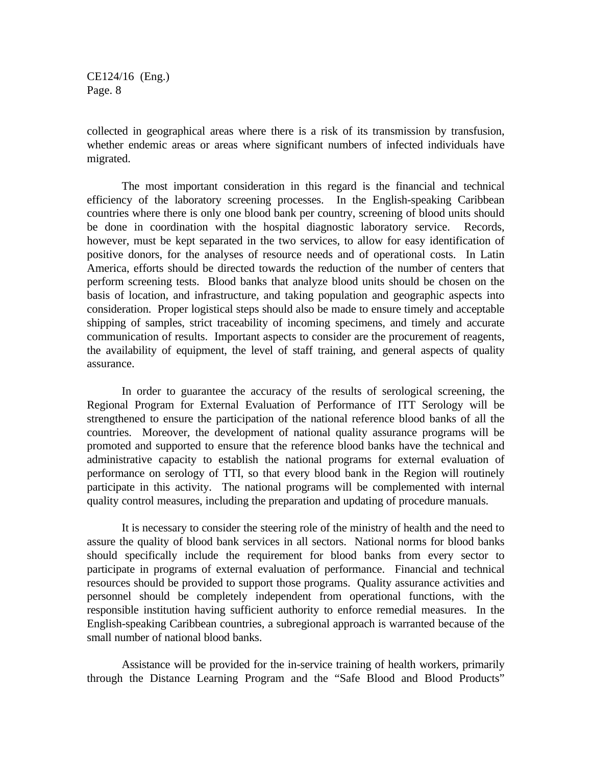collected in geographical areas where there is a risk of its transmission by transfusion, whether endemic areas or areas where significant numbers of infected individuals have migrated.

The most important consideration in this regard is the financial and technical efficiency of the laboratory screening processes. In the English-speaking Caribbean countries where there is only one blood bank per country, screening of blood units should be done in coordination with the hospital diagnostic laboratory service. Records, however, must be kept separated in the two services, to allow for easy identification of positive donors, for the analyses of resource needs and of operational costs. In Latin America, efforts should be directed towards the reduction of the number of centers that perform screening tests. Blood banks that analyze blood units should be chosen on the basis of location, and infrastructure, and taking population and geographic aspects into consideration. Proper logistical steps should also be made to ensure timely and acceptable shipping of samples, strict traceability of incoming specimens, and timely and accurate communication of results. Important aspects to consider are the procurement of reagents, the availability of equipment, the level of staff training, and general aspects of quality assurance.

In order to guarantee the accuracy of the results of serological screening, the Regional Program for External Evaluation of Performance of ITT Serology will be strengthened to ensure the participation of the national reference blood banks of all the countries. Moreover, the development of national quality assurance programs will be promoted and supported to ensure that the reference blood banks have the technical and administrative capacity to establish the national programs for external evaluation of performance on serology of TTI, so that every blood bank in the Region will routinely participate in this activity. The national programs will be complemented with internal quality control measures, including the preparation and updating of procedure manuals.

It is necessary to consider the steering role of the ministry of health and the need to assure the quality of blood bank services in all sectors. National norms for blood banks should specifically include the requirement for blood banks from every sector to participate in programs of external evaluation of performance. Financial and technical resources should be provided to support those programs. Quality assurance activities and personnel should be completely independent from operational functions, with the responsible institution having sufficient authority to enforce remedial measures. In the English-speaking Caribbean countries, a subregional approach is warranted because of the small number of national blood banks.

Assistance will be provided for the in-service training of health workers, primarily through the Distance Learning Program and the "Safe Blood and Blood Products"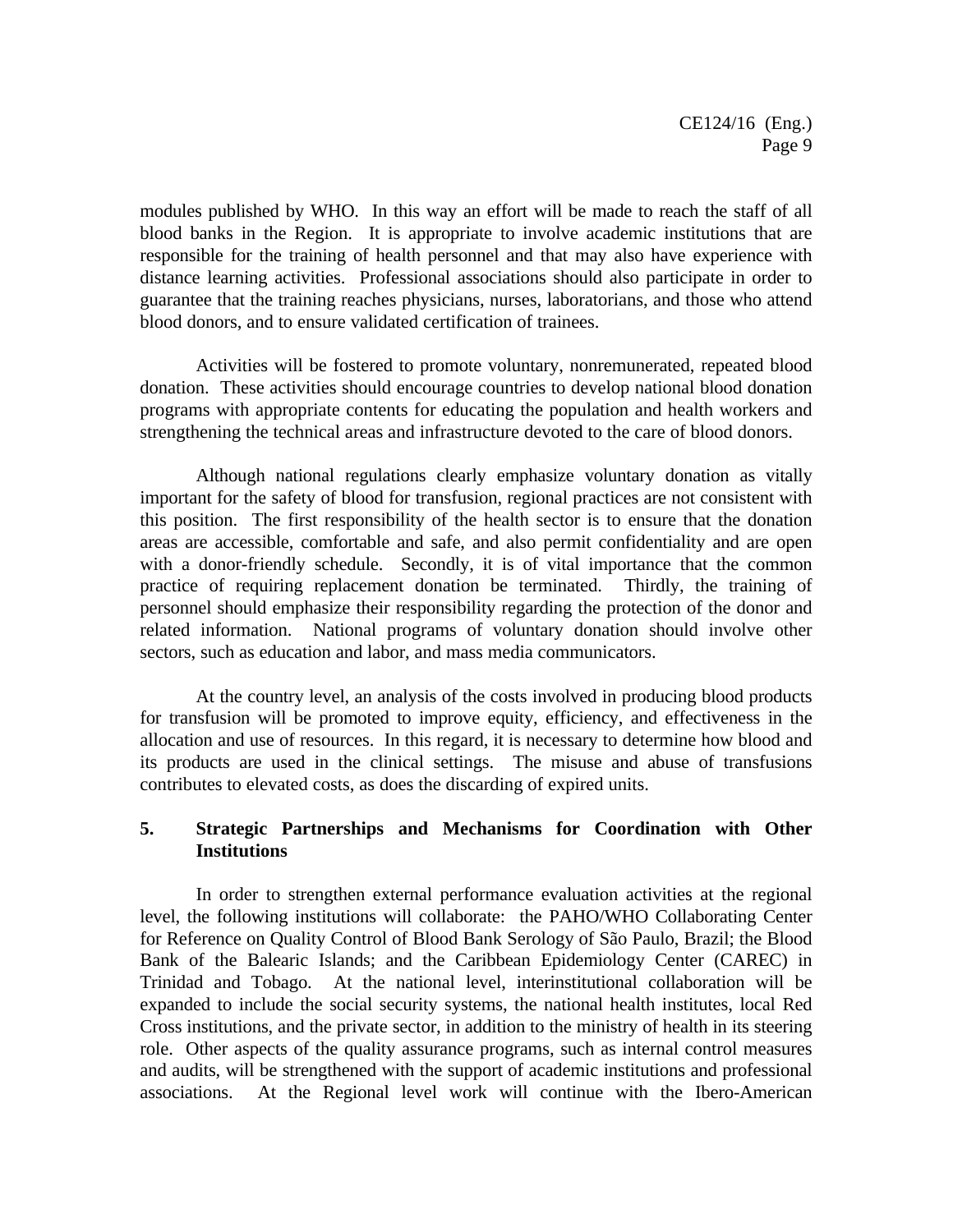modules published by WHO. In this way an effort will be made to reach the staff of all blood banks in the Region. It is appropriate to involve academic institutions that are responsible for the training of health personnel and that may also have experience with distance learning activities. Professional associations should also participate in order to guarantee that the training reaches physicians, nurses, laboratorians, and those who attend blood donors, and to ensure validated certification of trainees.

Activities will be fostered to promote voluntary, nonremunerated, repeated blood donation. These activities should encourage countries to develop national blood donation programs with appropriate contents for educating the population and health workers and strengthening the technical areas and infrastructure devoted to the care of blood donors.

Although national regulations clearly emphasize voluntary donation as vitally important for the safety of blood for transfusion, regional practices are not consistent with this position. The first responsibility of the health sector is to ensure that the donation areas are accessible, comfortable and safe, and also permit confidentiality and are open with a donor-friendly schedule. Secondly, it is of vital importance that the common practice of requiring replacement donation be terminated. Thirdly, the training of personnel should emphasize their responsibility regarding the protection of the donor and related information. National programs of voluntary donation should involve other sectors, such as education and labor, and mass media communicators.

At the country level, an analysis of the costs involved in producing blood products for transfusion will be promoted to improve equity, efficiency, and effectiveness in the allocation and use of resources. In this regard, it is necessary to determine how blood and its products are used in the clinical settings. The misuse and abuse of transfusions contributes to elevated costs, as does the discarding of expired units.

## 5. Strategic Partnerships and Mechanisms for Coordination with Other Institutions

In order to strengthen external performance evaluation activities at the regional level, the following institutions will collaborate: the PAHO/WHO Collaborating Center for Reference on Quality Control of Blood Bank Serology of São Paulo, Brazil; the Blood Bank of the Balearic Islands; and the Caribbean Epidemiology Center (CAREC) in Trinidad and Tobago. At the national level, interinstitutional collaboration will be expanded to include the social security systems, the national health institutes, local Red Cross institutions, and the private sector, in addition to the ministry of health in its steering role. Other aspects of the quality assurance programs, such as internal control measures and audits, will be strengthened with the support of academic institutions and professional associations. At the Regional level work will continue with the Ibero-American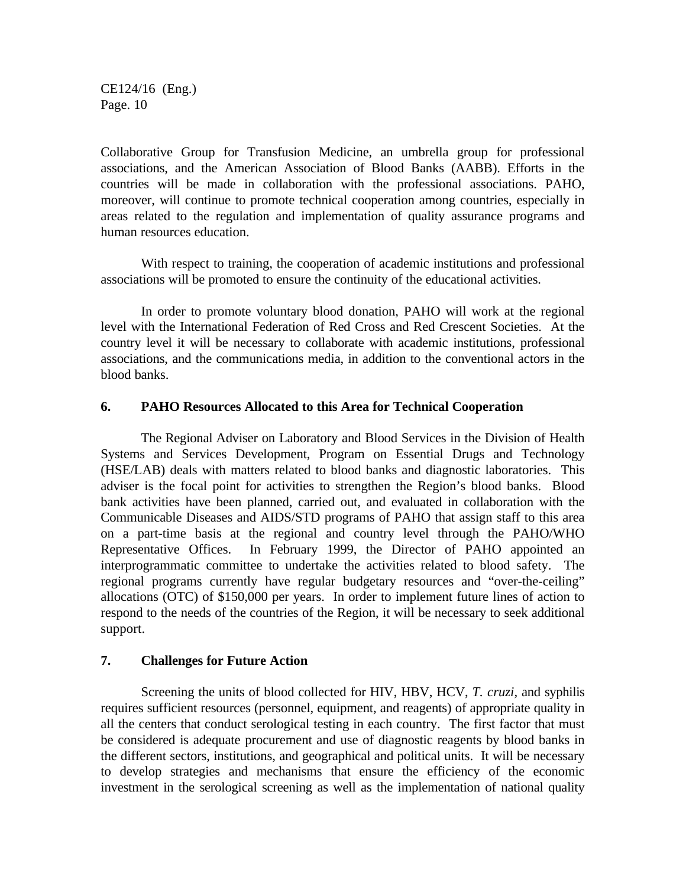Collaborative Group for Transfusion Medicine, an umbrella group for professional associations, and the American Association of Blood Banks (AABB). Efforts in the countries will be made in collaboration with the professional associations. PAHO, moreover, will continue to promote technical cooperation among countries, especially in areas related to the regulation and implementation of quality assurance programs and human resources education.

With respect to training, the cooperation of academic institutions and professional associations will be promoted to ensure the continuity of the educational activities.

In order to promote voluntary blood donation, PAHO will work at the regional level with the International Federation of Red Cross and Red Crescent Societies. At the country level it will be necessary to collaborate with academic institutions, professional associations, and the communications media, in addition to the conventional actors in the blood banks.

## 6. PAHO Resources Allocated to this Area for Technical Cooperation

The Regional Adviser on Laboratory and Blood Services in the Division of Health Systems and Services Development, Program on Essential Drugs and Technology (HSE/LAB) deals with matters related to blood banks and diagnostic laboratories. This adviser is the focal point for activities to strengthen the Region's blood banks. Blood bank activities have been planned, carried out, and evaluated in collaboration with the Communicable Diseases and AIDS/STD programs of PAHO that assign staff to this area on a part-time basis at the regional and country level through the PAHO/WHO Representative Offices. In February 1999, the Director of PAHO appointed an interprogrammatic committee to undertake the activities related to blood safety. The regional programs currently have regular budgetary resources and "over-the-ceiling" allocations (OTC) of $150,000 per years. In order to implement future lines of action to respond to the needs of the countries of the Region, it will be necessary to seek additional support.

## 7. Challenges for Future Action

Screening the units of blood collected for HIV, HBV, HCV, *T. cruzi*, and syphilis requires sufficient resources (personnel, equipment, and reagents) of appropriate quality in all the centers that conduct serological testing in each country. The first factor that must be considered is adequate procurement and use of diagnostic reagents by blood banks in the different sectors, institutions, and geographical and political units. It will be necessary to develop strategies and mechanisms that ensure the efficiency of the economic investment in the serological screening as well as the implementation of national quality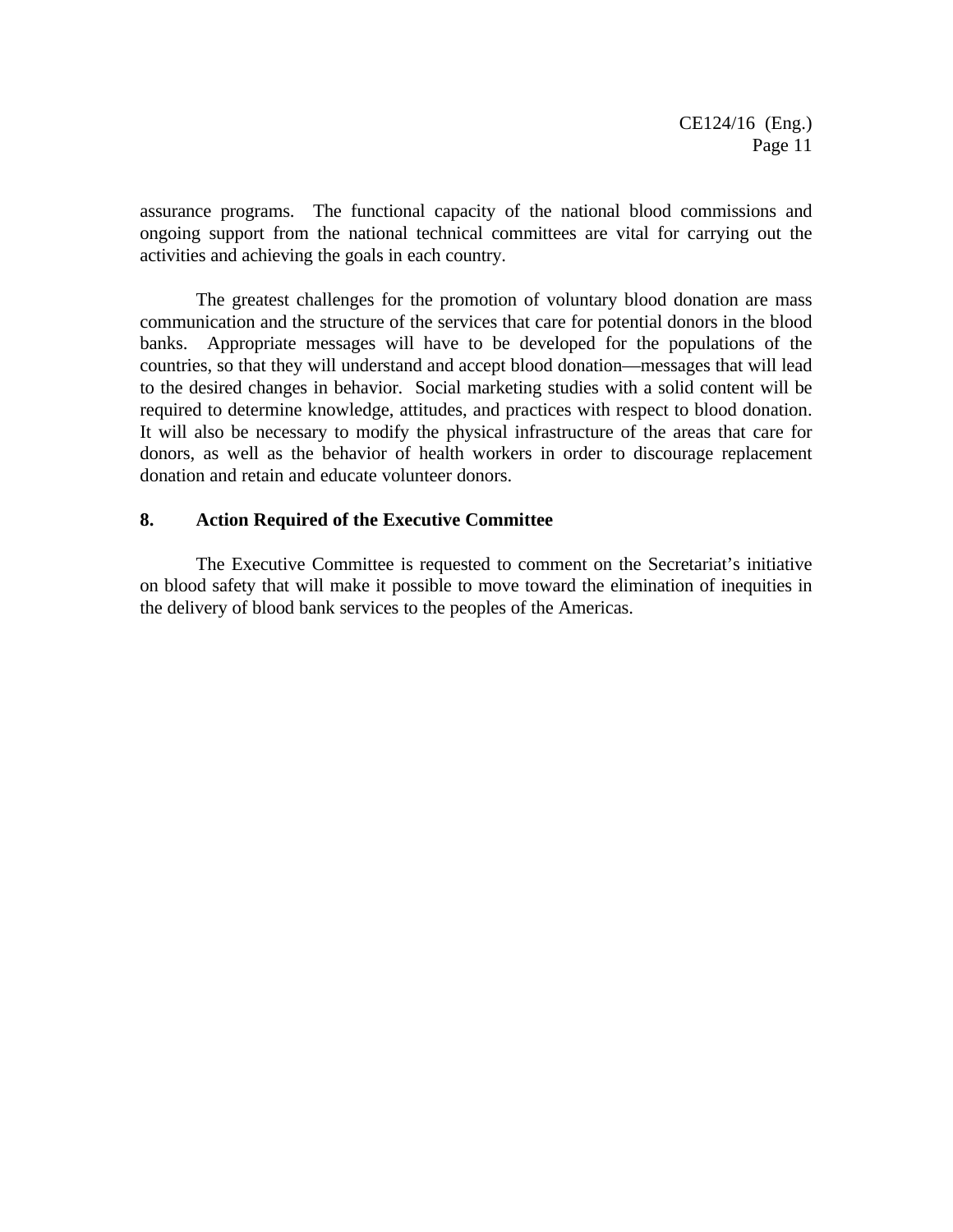assurance programs. The functional capacity of the national blood commissions and ongoing support from the national technical committees are vital for carrying out the activities and achieving the goals in each country.

The greatest challenges for the promotion of voluntary blood donation are mass communication and the structure of the services that care for potential donors in the blood banks. Appropriate messages will have to be developed for the populations of the countries, so that they will understand and accept blood donation—messages that will lead to the desired changes in behavior. Social marketing studies with a solid content will be required to determine knowledge, attitudes, and practices with respect to blood donation. It will also be necessary to modify the physical infrastructure of the areas that care for donors, as well as the behavior of health workers in order to discourage replacement donation and retain and educate volunteer donors.

## 8. Action Required of the Executive Committee

The Executive Committee is requested to comment on the Secretariat's initiative on blood safety that will make it possible to move toward the elimination of inequities in the delivery of blood bank services to the peoples of the Americas.